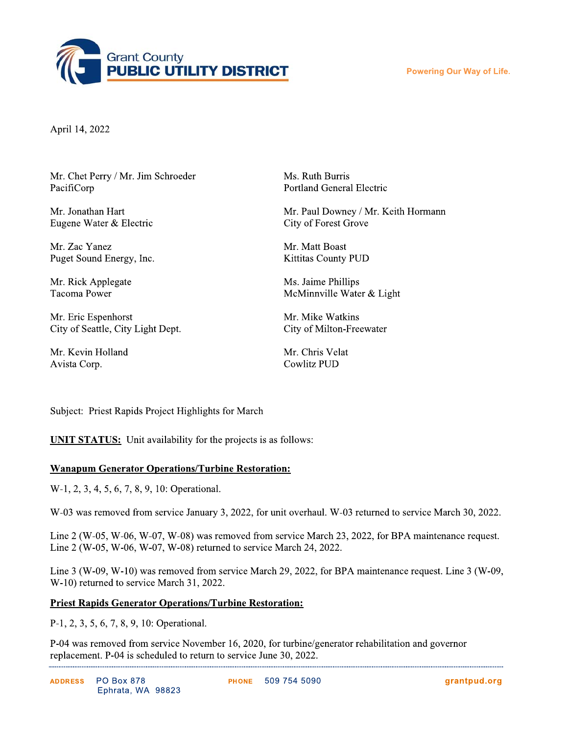Grant County
PUBLIC UTILITY DISTRICT

Powering Our Way of Life.

April 14, 2022

Mr. Chet Perry / Mr. Jim Schroeder
PacifiCorp

Mr. Jonathan Hart
Eugene Water & Electric

Mr. Zac Yanez
Puget Sound Energy, Inc.

Mr. Rick Applegate
Tacoma Power

Mr. Eric Espenhorst
City of Seattle, City Light Dept.

Mr. Kevin Holland
Avista Corp.

Ms. Ruth Burris
Portland General Electric

Mr. Paul Downey / Mr. Keith Hormann
City of Forest Grove

Mr. Matt Boast
Kittitas County PUD

Ms. Jaime Phillips
McMinnville Water & Light

Mr. Mike Watkins
City of Milton-Freewater

Mr. Chris Velat
Cowlitz PUD

Subject: Priest Rapids Project Highlights for March

**UNIT STATUS:** Unit availability for the projects is as follows:

**Wanapum Generator Operations/Turbine Restoration:**

W-1, 2, 3, 4, 5, 6, 7, 8, 9, 10: Operational.

W-03 was removed from service January 3, 2022, for unit overhaul. W-03 returned to service March 30, 2022.

Line 2 (W-05, W-06, W-07, W-08) was removed from service March 23, 2022, for BPA maintenance request. Line 2 (W-05, W-06, W-07, W-08) returned to service March 24, 2022.

Line 3 (W-09, W-10) was removed from service March 29, 2022, for BPA maintenance request. Line 3 (W-09, W-10) returned to service March 31, 2022.

**Priest Rapids Generator Operations/Turbine Restoration:**

P-1, 2, 3, 5, 6, 7, 8, 9, 10: Operational.

P-04 was removed from service November 16, 2020, for turbine/generator rehabilitation and governor replacement. P-04 is scheduled to return to service June 30, 2022.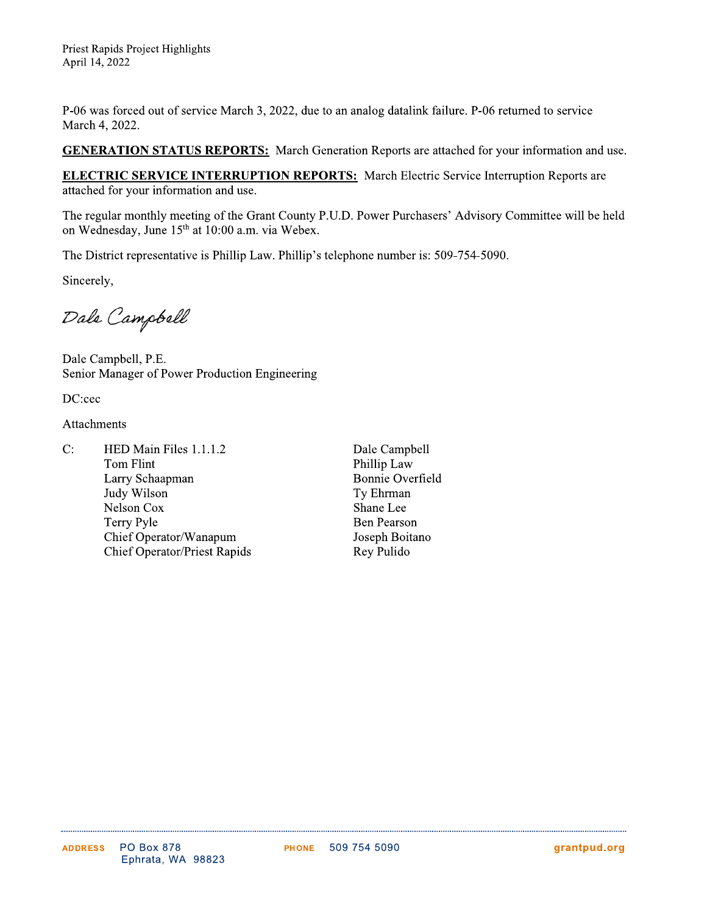Priest Rapids Project Highlights
April 14, 2022

P-06 was forced out of service March 3, 2022, due to an analog datalink failure. P-06 returned to service March 4, 2022.

**GENERATION STATUS REPORTS:** March Generation Reports are attached for your information and use.

**ELECTRIC SERVICE INTERRUPTION REPORTS:** March Electric Service Interruption Reports are attached for your information and use.

The regular monthly meeting of the Grant County P.U.D. Power Purchasers' Advisory Committee will be held on Wednesday, June 15th at 10:00 a.m. via Webex.

The District representative is Phillip Law. Phillip's telephone number is: 509-754-5090.

Sincerely,

Dale Campbell

Dale Campbell, P.E.
Senior Manager of Power Production Engineering

DC:cec

Attachments

C: HED Main Files 1.1.1.2
Tom Flint
Larry Schaapman
Judy Wilson
Nelson Cox
Terry Pyle
Chief Operator/Wanapum
Chief Operator/Priest Rapids
Dale Campbell
Phillip Law
Bonnie Overfield
Ty Ehrman
Shane Lee
Ben Pearson
Joseph Boitano
Rey Pulido

ADDRESS PO Box 878
Ephrata, WA 98823

PHONE 509 754 5090

grantpud.org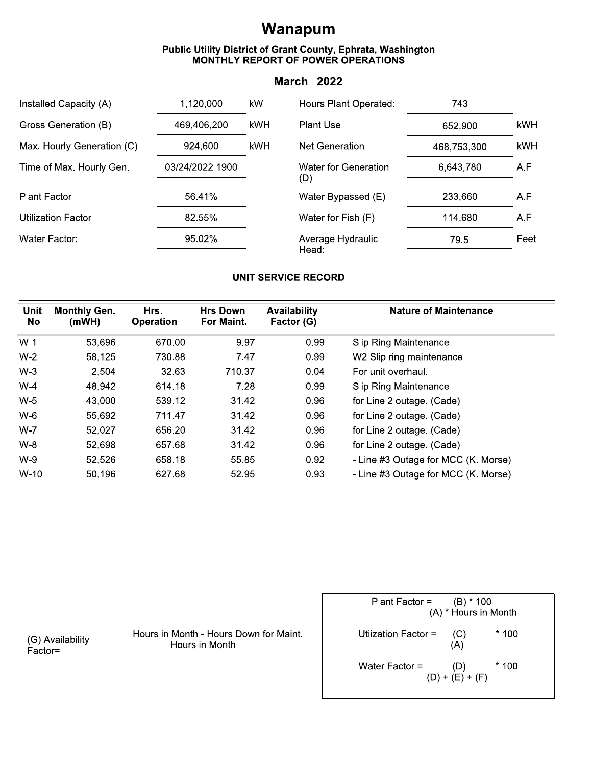# Wanapum

**Public Utility District of Grant County, Ephrata, Washington**
**MONTHLY REPORT OF POWER OPERATIONS**

## March 2022

| | | | | | |
|---|---|---|---|---|---|
| Installed Capacity (A) | 1,120,000 | kW | Hours Plant Operated: | 743 | |
| Gross Generation (B) | 469,406,200 | kWH | Plant Use | 652,900 | kWH |
| Max. Hourly Generation (C) | 924,600 | kWH | Net Generation | 468,753,300 | kWH |
| Time of Max. Hourly Gen. | 03/24/2022 1900 | | Water for Generation (D) | 6,643,780 | A.F. |
| Plant Factor | 56.41% | | Water Bypassed (E) | 233,660 | A.F. |
| Utilization Factor | 82.55% | | Water for Fish (F) | 114,680 | A.F. |
| Water Factor: | 95.02% | | Average Hydraulic Head: | 79.5 | Feet |

### UNIT SERVICE RECORD

| Unit No | Monthly Gen. (mWH) | Hrs. Operation | Hrs Down For Maint. | Availability Factor (G) | Nature of Maintenance |
|---|---|---|---|---|---|
| W-1 | 53,696 | 670.00 | 9.97 | 0.99 | Slip Ring Maintenance |
| W-2 | 58,125 | 730.88 | 7.47 | 0.99 | W2 Slip ring maintenance |
| W-3 | 2,504 | 32.63 | 710.37 | 0.04 | For unit overhaul. |
| W-4 | 48,942 | 614.18 | 7.28 | 0.99 | Slip Ring Maintenance |
| W-5 | 43,000 | 539.12 | 31.42 | 0.96 | for Line 2 outage. (Cade) |
| W-6 | 55,692 | 711.47 | 31.42 | 0.96 | for Line 2 outage. (Cade) |
| W-7 | 52,027 | 656.20 | 31.42 | 0.96 | for Line 2 outage. (Cade) |
| W-8 | 52,698 | 657.68 | 31.42 | 0.96 | for Line 2 outage. (Cade) |
| W-9 | 52,526 | 658.18 | 55.85 | 0.92 | - Line #3 Outage for MCC (K. Morse) |
| W-10 | 50,196 | 627.68 | 52.95 | 0.93 | - Line #3 Outage for MCC (K. Morse) |

(G) Availability Factor= $\frac{\text{Hours in Month - Hours Down for Maint.}}{\text{Hours in Month}}$

Plant Factor = $\frac{(B) * 100}{(A) * \text{Hours in Month}}$

Utiization Factor = $\frac{(C)}{(A)} * 100$

Water Factor = $\frac{(D)}{(D) + (E) + (F)} * 100$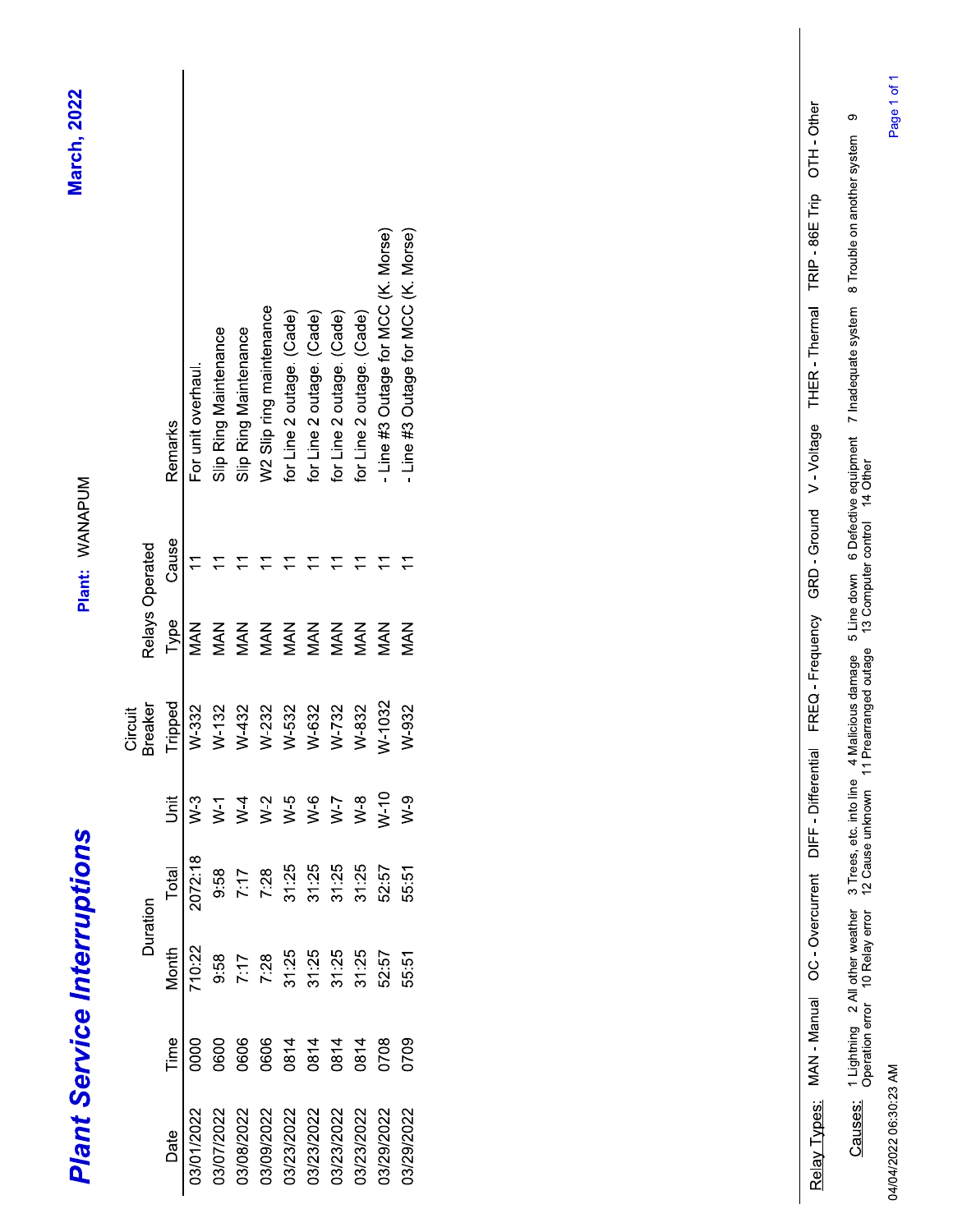# Plant Service Interruptions

**Plant:** WANAPUM

**March, 2022**

| Date | Time | Duration | | Unit | Circuit Breaker | Relays Operated | | Remarks |
|---|---|---|---|---|---|---|---|---|
| | | Month | Total | | Tripped | Type | Cause | |
| 03/01/2022 | 0000 | 710:22 | 2072:18 | W-3 | W-332 | MAN | 11 | For unit overhaul. |
| 03/07/2022 | 0600 | 9:58 | 9:58 | W-1 | W-132 | MAN | 11 | Slip Ring Maintenance |
| 03/08/2022 | 0606 | 7:17 | 7:17 | W-4 | W-432 | MAN | 11 | Slip Ring Maintenance |
| 03/09/2022 | 0606 | 7:28 | 7:28 | W-2 | W-232 | MAN | 11 | W2 Slip ring maintenance |
| 03/23/2022 | 0814 | 31:25 | 31:25 | W-5 | W-532 | MAN | 11 | for Line 2 outage. (Cade) |
| 03/23/2022 | 0814 | 31:25 | 31:25 | W-6 | W-632 | MAN | 11 | for Line 2 outage. (Cade) |
| 03/23/2022 | 0814 | 31:25 | 31:25 | W-7 | W-732 | MAN | 11 | for Line 2 outage. (Cade) |
| 03/23/2022 | 0814 | 31:25 | 31:25 | W-8 | W-832 | MAN | 11 | for Line 2 outage. (Cade) |
| 03/29/2022 | 0708 | 52:57 | 52:57 | W-10 | W-1032 | MAN | 11 | - Line #3 Outage for MCC (K. Morse) |
| 03/29/2022 | 0709 | 55:51 | 55:51 | W-9 | W-932 | MAN | 11 | - Line #3 Outage for MCC (K. Morse) |

Relay Types: MAN - Manual OC - Overcurrent DIFF - Differential FREQ - Frequency GRD - Ground V - Voltage THER - Thermal TRIP - 86E Trip OTH - Other

Causes: 1 Lightning 2 All other weather 3 Trees, etc. into line 4 Malicious damage 5 Line down 6 Defective equipment 7 Inadequate system 8 Trouble on another system 9 Operation error 10 Relay error 11 Prearranged outage 12 Cause unknown 13 Computer control 14 Other

04/04/2022 06:30:23 AM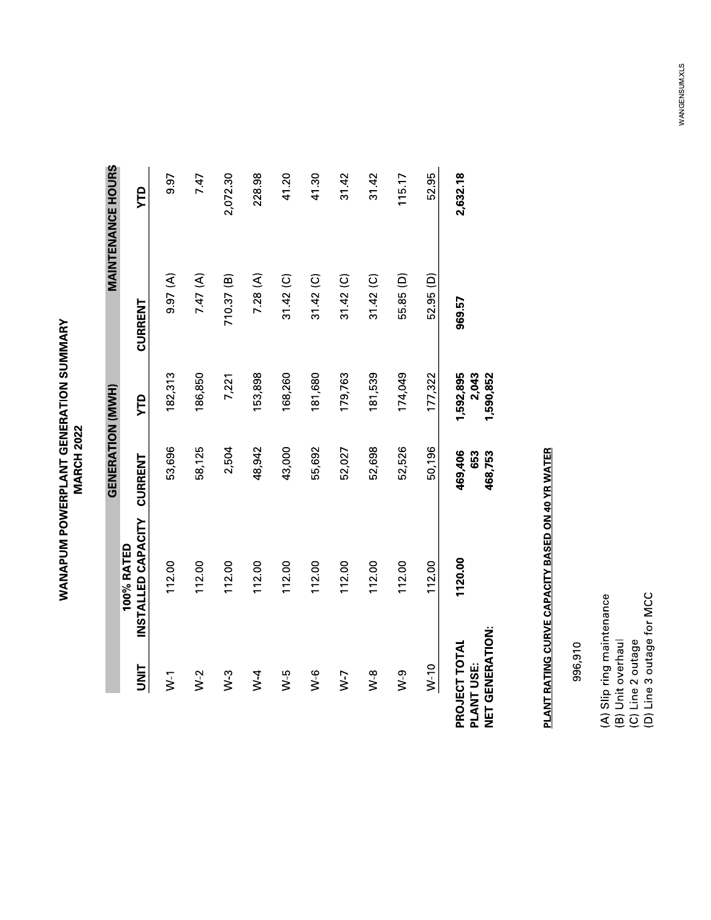# WANAPUM POWERPLANT GENERATION SUMMARY
## MARCH 2022

| UNIT | 100% RATED INSTALLED CAPACITY | GENERATION (MWH) CURRENT | GENERATION (MWH) YTD | MAINTENANCE HOURS CURRENT | MAINTENANCE HOURS YTD |
|---|---|---|---|---|---|
| W-1 | 112.00 | 53,696 | 182,313 | 9.97 (A) | 9.97 |
| W-2 | 112.00 | 58,125 | 186,850 | 7.47 (A) | 7.47 |
| W-3 | 112.00 | 2,504 | 7,221 | 710.37 (B) | 2,072.30 |
| W-4 | 112.00 | 48,942 | 153,898 | 7.28 (A) | 228.98 |
| W-5 | 112.00 | 43,000 | 168,260 | 31.42 (C) | 41.20 |
| W-6 | 112.00 | 55,692 | 181,680 | 31.42 (C) | 41.30 |
| W-7 | 112.00 | 52,027 | 179,763 | 31.42 (C) | 31.42 |
| W-8 | 112.00 | 52,698 | 181,539 | 31.42 (C) | 31.42 |
| W-9 | 112.00 | 52,526 | 174,049 | 55.85 (D) | 115.17 |
| W-10 | 112.00 | 50,196 | 177,322 | 52.95 (D) | 52.95 |
| **PROJECT TOTAL** | **1120.00** | **469,406** | **1,592,895** | **969.57** | **2,632.18** |
| **PLANT USE:** | | **653** | **2,043** | | |
| **NET GENERATION:** | | **468,753** | **1,590,852** | | |

**PLANT RATING CURVE CAPACITY BASED ON 40 YR WATER**

996,910

(A) Slip ring maintenance
(B) Unit overhaul
(C) Line 2 outage
(D) Line 3 outage for MCC

WANGENSUM.XLS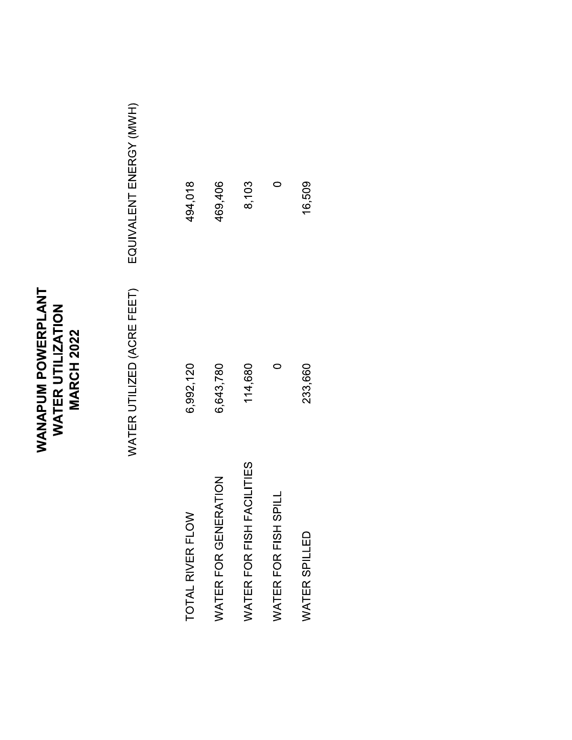# WANAPUM POWERPLANT
# WATER UTILIZATION
# MARCH 2022

| | WATER UTILIZED (ACRE FEET) | EQUIVALENT ENERGY (MWH) |
|---|---|---|
| TOTAL RIVER FLOW | 6,992,120 | 494,018 |
| WATER FOR GENERATION | 6,643,780 | 469,406 |
| WATER FOR FISH FACILITIES | 114,680 | 8,103 |
| WATER FOR FISH SPILL | 0 | 0 |
| WATER SPILLED | 233,660 | 16,509 |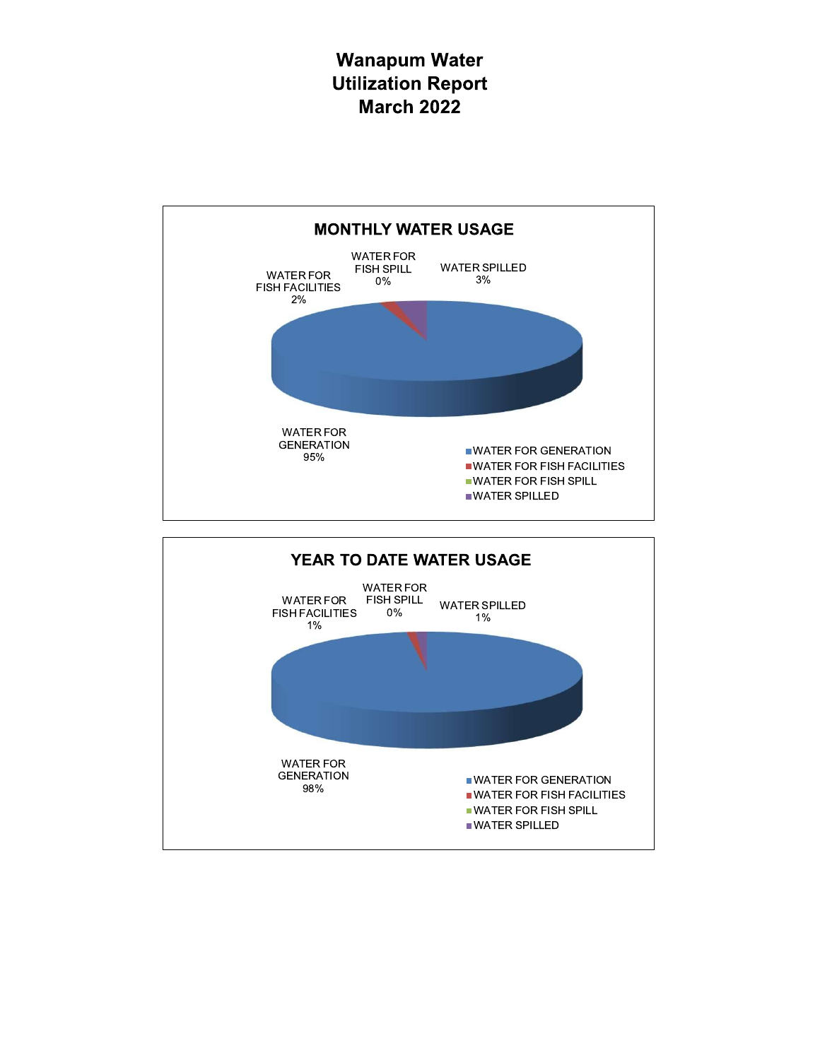# Wanapum Water Utilization Report March 2022

## MONTHLY WATER USAGE

WATER FOR FISH FACILITIES 2%

WATER FOR FISH SPILL 0%

WATER SPILLED 3%

WATER FOR GENERATION 95%

- WATER FOR GENERATION
- WATER FOR FISH FACILITIES
- WATER FOR FISH SPILL
- WATER SPILLED

## YEAR TO DATE WATER USAGE

WATER FOR FISH FACILITIES 1%

WATER FOR FISH SPILL 0%

WATER SPILLED 1%

WATER FOR GENERATION 98%

- WATER FOR GENERATION
- WATER FOR FISH FACILITIES
- WATER FOR FISH SPILL
- WATER SPILLED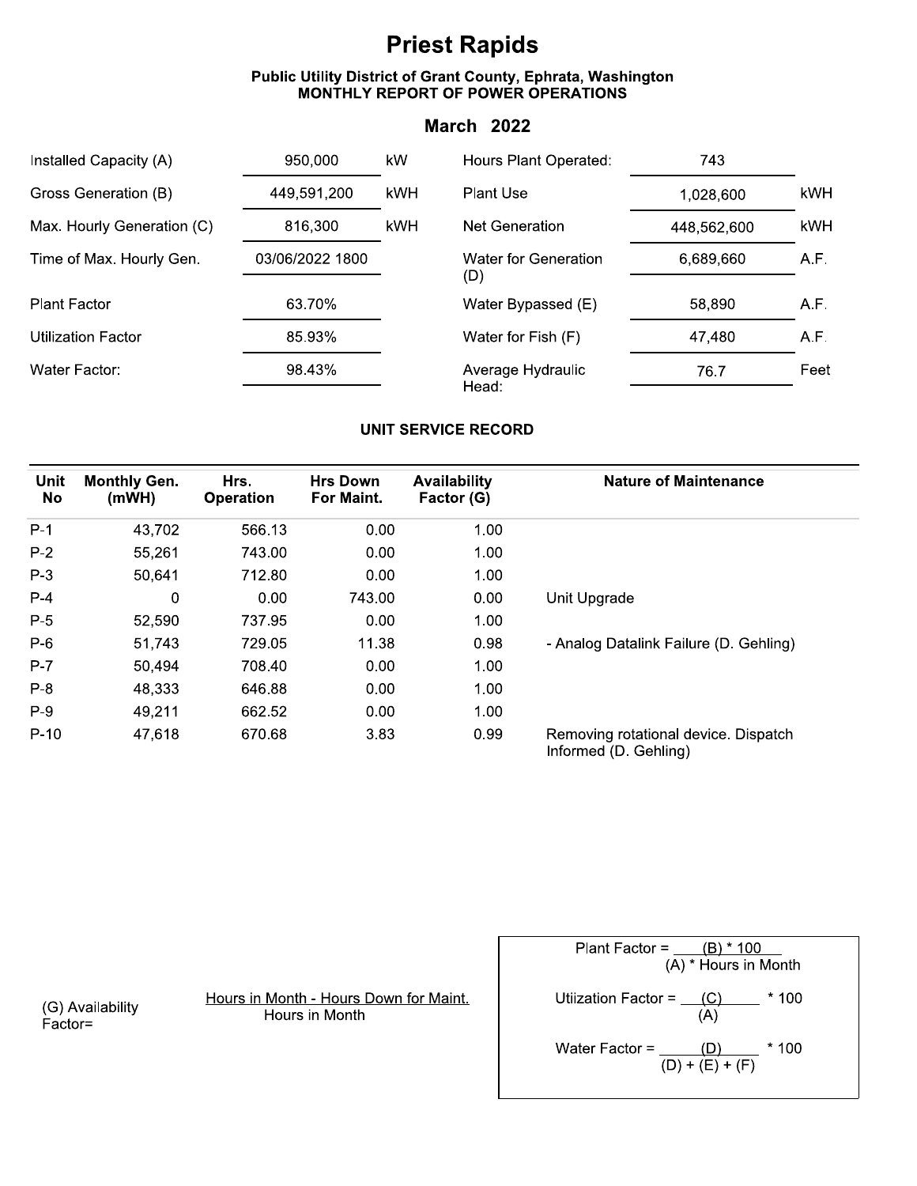# Priest Rapids

### Public Utility District of Grant County, Ephrata, Washington
### MONTHLY REPORT OF POWER OPERATIONS

## March 2022

| | | | | | |
|---|---|---|---|---|---|
| Installed Capacity (A) | 950,000 | kW | Hours Plant Operated: | 743 | |
| Gross Generation (B) | 449,591,200 | kWH | Plant Use | 1,028,600 | kWH |
| Max. Hourly Generation (C) | 816,300 | kWH | Net Generation | 448,562,600 | kWH |
| Time of Max. Hourly Gen. | 03/06/2022 1800 | | Water for Generation (D) | 6,689,660 | A.F. |
| Plant Factor | 63.70% | | Water Bypassed (E) | 58,890 | A.F. |
| Utilization Factor | 85.93% | | Water for Fish (F) | 47,480 | A.F. |
| Water Factor: | 98.43% | | Average Hydraulic Head: | 76.7 | Feet |

### UNIT SERVICE RECORD

| Unit No | Monthly Gen. (mWH) | Hrs. Operation | Hrs Down For Maint. | Availability Factor (G) | Nature of Maintenance |
|---|---|---|---|---|---|
| P-1 | 43,702 | 566.13 | 0.00 | 1.00 | |
| P-2 | 55,261 | 743.00 | 0.00 | 1.00 | |
| P-3 | 50,641 | 712.80 | 0.00 | 1.00 | |
| P-4 | 0 | 0.00 | 743.00 | 0.00 | Unit Upgrade |
| P-5 | 52,590 | 737.95 | 0.00 | 1.00 | |
| P-6 | 51,743 | 729.05 | 11.38 | 0.98 | - Analog Datalink Failure (D. Gehling) |
| P-7 | 50,494 | 708.40 | 0.00 | 1.00 | |
| P-8 | 48,333 | 646.88 | 0.00 | 1.00 | |
| P-9 | 49,211 | 662.52 | 0.00 | 1.00 | |
| P-10 | 47,618 | 670.68 | 3.83 | 0.99 | Removing rotational device. Dispatch Informed (D. Gehling) |

(G) Availability Factor = $\frac{\text{Hours in Month - Hours Down for Maint.}}{\text{Hours in Month}}$

Plant Factor = $\frac{(B) * 100}{(A) * \text{Hours in Month}}$

Utiization Factor = $\frac{(C)}{(A)} * 100$

Water Factor = $\frac{(D)}{(D) + (E) + (F)} * 100$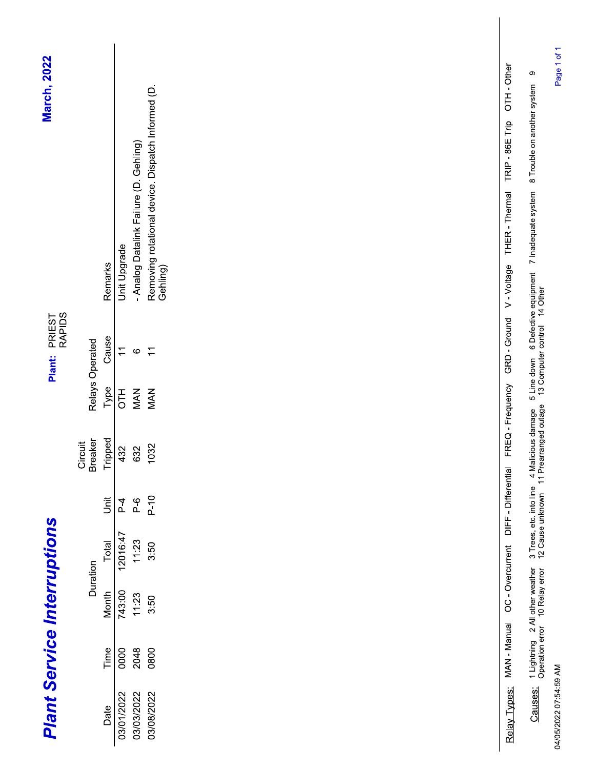# Plant Service Interruptions

**Plant:** PRIEST RAPIDS

**March, 2022**

| Date | Time | Duration | | Unit | Circuit Breaker | Relays Operated | | Remarks |
|---|---|---|---|---|---|---|---|---|
| | | Month | Total | | Tripped | Type | Cause | |
| 03/01/2022 | 0000 | 743:00 | 12016:47 | P-4 | 432 | OTH | 11 | Unit Upgrade |
| 03/03/2022 | 2048 | 11:23 | 11:23 | P-6 | 632 | MAN | 6 | - Analog Datalink Failure (D. Gehling) |
| 03/08/2022 | 0800 | 3:50 | 3:50 | P-10 | 1032 | MAN | 11 | Removing rotational device. Dispatch Informed (D. Gehling) |

Relay Types: MAN - Manual OC - Overcurrent DIFF - Differential FREQ - Frequency GRD - Ground V - Voltage THER - Thermal TRIP - 86E Trip OTH - Other

Causes: 1 Lightning 2 All other weather 3 Trees, etc. into line 4 Malicious damage 5 Line down 6 Defective equipment 7 Inadequate system 8 Trouble on another system 9 Operation error 10 Relay error 11 Prearranged outage 12 Cause unknown 13 Computer control 14 Other

04/05/2022 07:54:59 AM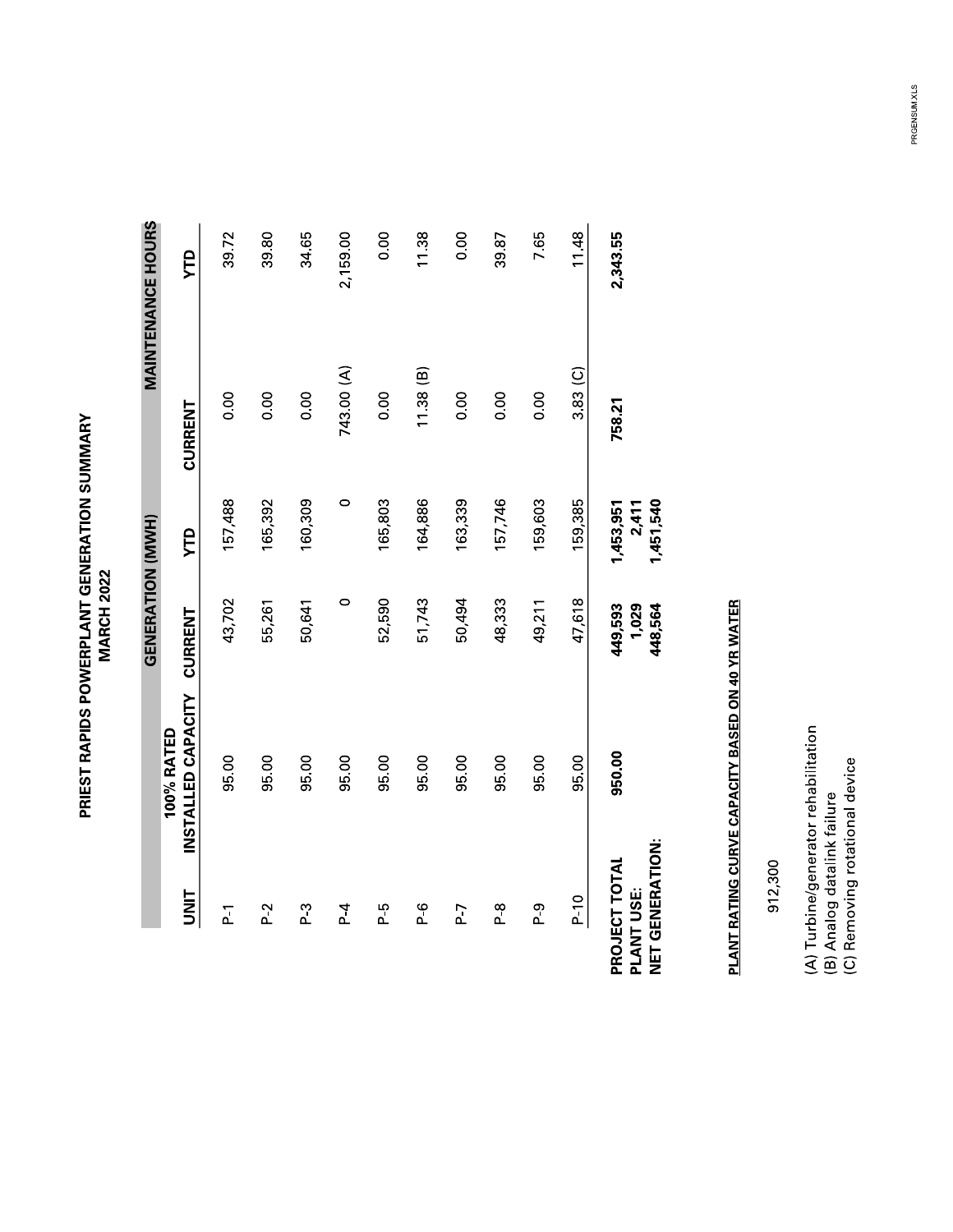# PRIEST RAPIDS POWERPLANT GENERATION SUMMARY
## MARCH 2022

| UNIT | 100% RATED INSTALLED CAPACITY | GENERATION (MWH) | | MAINTENANCE HOURS | |
|---|---|---|---|---|---|
| | | CURRENT | YTD | CURRENT | YTD |
| P-1 | 95.00 | 43,702 | 157,488 | 0.00 | 39.72 |
| P-2 | 95.00 | 55,261 | 165,392 | 0.00 | 39.80 |
| P-3 | 95.00 | 50,641 | 160,309 | 0.00 | 34.65 |
| P-4 | 95.00 | 0 | 0 | 743.00 (A) | 2,159.00 |
| P-5 | 95.00 | 52,590 | 165,803 | 0.00 | 0.00 |
| P-6 | 95.00 | 51,743 | 164,886 | 11.38 (B) | 11.38 |
| P-7 | 95.00 | 50,494 | 163,339 | 0.00 | 0.00 |
| P-8 | 95.00 | 48,333 | 157,746 | 0.00 | 39.87 |
| P-9 | 95.00 | 49,211 | 159,603 | 0.00 | 7.65 |
| P-10 | 95.00 | 47,618 | 159,385 | 3.83 (C) | 11.48 |
| **PROJECT TOTAL** | **950.00** | **449,593** | **1,453,951** | **758.21** | **2,343.55** |
| **PLANT USE:** | | **1,029** | **2,411** | | |
| **NET GENERATION:** | | **448,564** | **1,451,540** | | |

**PLANT RATING CURVE CAPACITY BASED ON 40 YR WATER**

912,300

(A) Turbine/generator rehabilitation
(B) Analog datalink failure
(C) Removing rotational device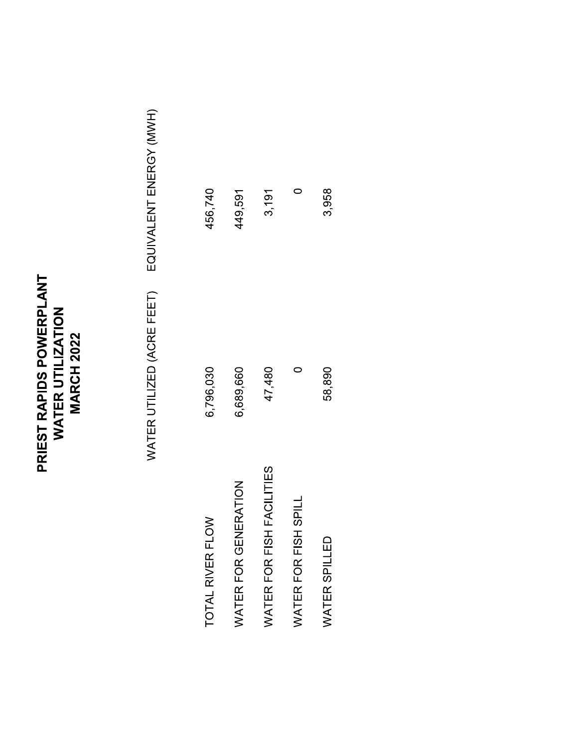# PRIEST RAPIDS POWERPLANT
# WATER UTILIZATION
# MARCH 2022

| | WATER UTILIZED (ACRE FEET) | EQUIVALENT ENERGY (MWH) |
|---|---|---|
| TOTAL RIVER FLOW | 6,796,030 | 456,740 |
| WATER FOR GENERATION | 6,689,660 | 449,591 |
| WATER FOR FISH FACILITIES | 47,480 | 3,191 |
| WATER FOR FISH SPILL | 0 | 0 |
| WATER SPILLED | 58,890 | 3,958 |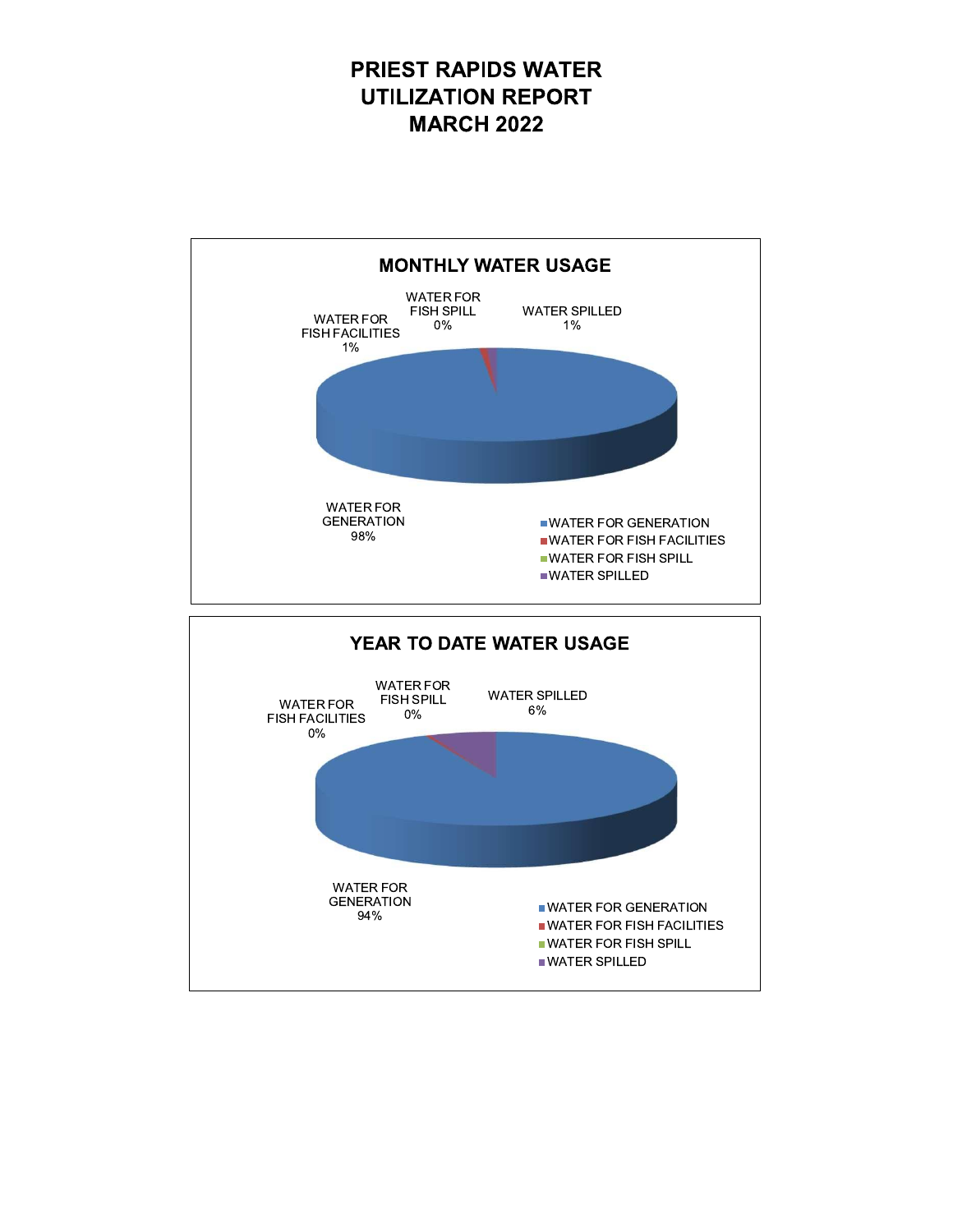# PRIEST RAPIDS WATER UTILIZATION REPORT MARCH 2022

## MONTHLY WATER USAGE

WATER FOR FISH FACILITIES 1%

WATER FOR FISH SPILL 0%

WATER SPILLED 1%

WATER FOR GENERATION 98%

- WATER FOR GENERATION
- WATER FOR FISH FACILITIES
- WATER FOR FISH SPILL
- WATER SPILLED

## YEAR TO DATE WATER USAGE

WATER FOR FISH FACILITIES 0%

WATER FOR FISH SPILL 0%

WATER SPILLED 6%

WATER FOR GENERATION 94%

- WATER FOR GENERATION
- WATER FOR FISH FACILITIES
- WATER FOR FISH SPILL
- WATER SPILLED